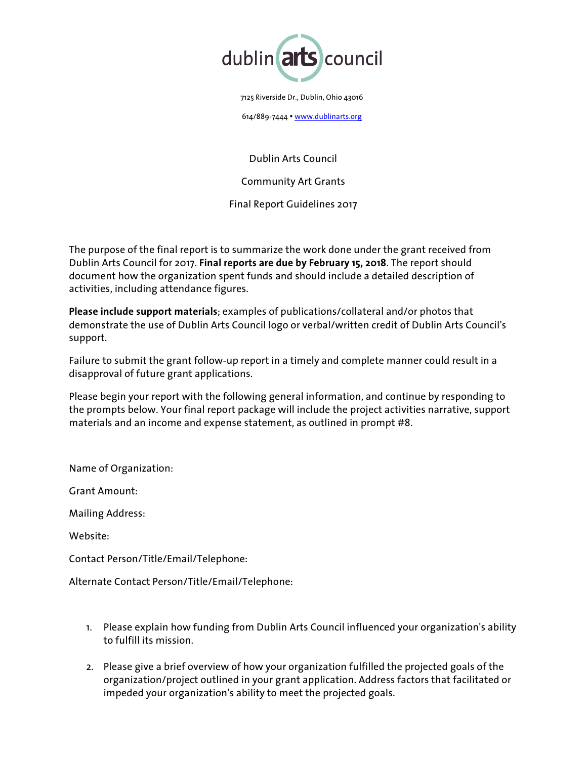dublin arts council

7125 Riverside Dr., Dublin, Ohio 43016

614/889-7444 • www.dublinarts.org

# Dublin Arts Council

## Community Art Grants

## Final Report Guidelines 2017

The purpose of the final report is to summarize the work done under the grant received from Dublin Arts Council for 2017. **Final reports are due by February 15, 2018**. The report should document how the organization spent funds and should include a detailed description of activities, including attendance figures.

**Please include support materials**; examples of publications/collateral and/or photos that demonstrate the use of Dublin Arts Council logo or verbal/written credit of Dublin Arts Council's support.

Failure to submit the grant follow-up report in a timely and complete manner could result in a disapproval of future grant applications.

Please begin your report with the following general information, and continue by responding to the prompts below. Your final report package will include the project activities narrative, support materials and an income and expense statement, as outlined in prompt #8.

Name of Organization:

Grant Amount:

Mailing Address:

Website:

Contact Person/Title/Email/Telephone:

Alternate Contact Person/Title/Email/Telephone:

1. Please explain how funding from Dublin Arts Council influenced your organization's ability to fulfill its mission.

2. Please give a brief overview of how your organization fulfilled the projected goals of the organization/project outlined in your grant application. Address factors that facilitated or impeded your organization's ability to meet the projected goals.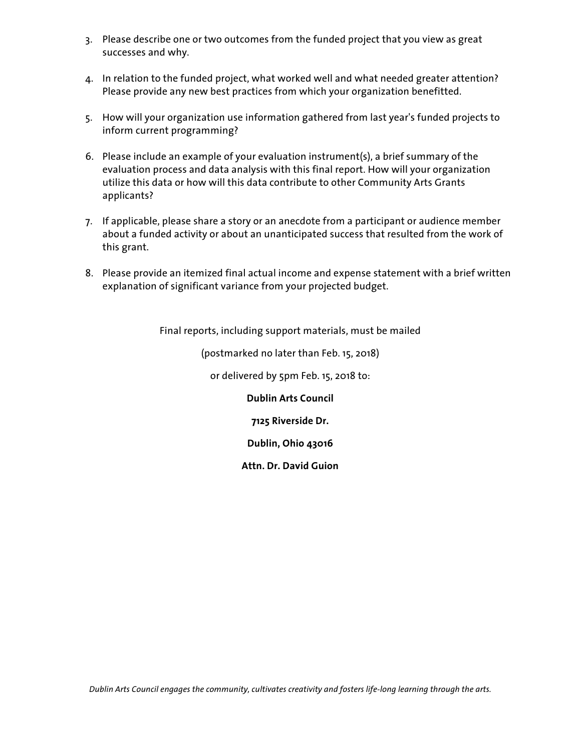3. Please describe one or two outcomes from the funded project that you view as great successes and why.

4. In relation to the funded project, what worked well and what needed greater attention? Please provide any new best practices from which your organization benefitted.

5. How will your organization use information gathered from last year's funded projects to inform current programming?

6. Please include an example of your evaluation instrument(s), a brief summary of the evaluation process and data analysis with this final report. How will your organization utilize this data or how will this data contribute to other Community Arts Grants applicants?

7. If applicable, please share a story or an anecdote from a participant or audience member about a funded activity or about an unanticipated success that resulted from the work of this grant.

8. Please provide an itemized final actual income and expense statement with a brief written explanation of significant variance from your projected budget.

Final reports, including support materials, must be mailed

(postmarked no later than Feb. 15, 2018)

or delivered by 5pm Feb. 15, 2018 to:

**Dublin Arts Council**

**7125 Riverside Dr.**

**Dublin, Ohio 43016**

**Attn. Dr. David Guion**

*Dublin Arts Council engages the community, cultivates creativity and fosters life-long learning through the arts.*